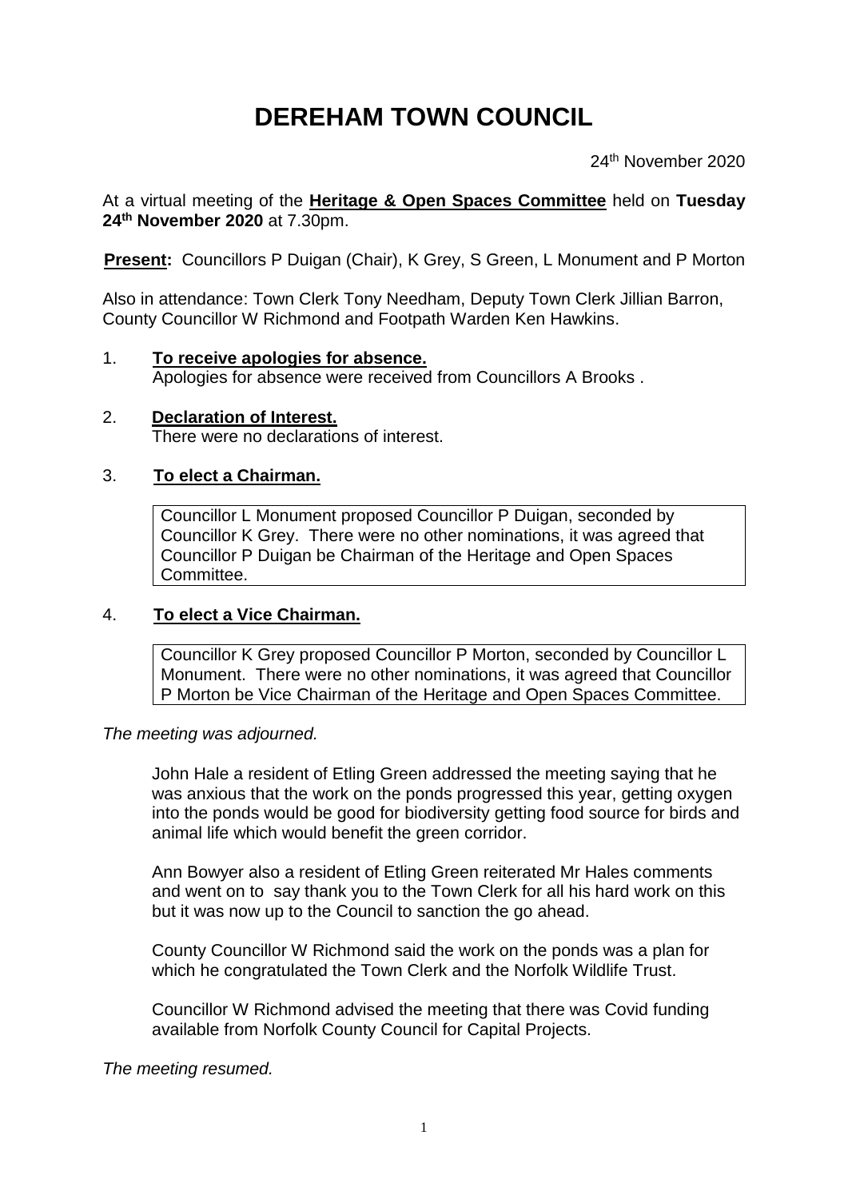# DEREHAM TOWN COUNCIL

24th November 2020

At a virtual meeting of the **Heritage & Open Spaces Committee** held on **Tuesday 24th November 2020** at 7.30pm.

**Present:** Councillors P Duigan (Chair), K Grey, S Green, L Monument and P Morton

Also in attendance: Town Clerk Tony Needham, Deputy Town Clerk Jillian Barron, County Councillor W Richmond and Footpath Warden Ken Hawkins.

1. **To receive apologies for absence.**
   Apologies for absence were received from Councillors A Brooks .

2. **Declaration of Interest.**
   There were no declarations of interest.

3. **To elect a Chairman.**

   Councillor L Monument proposed Councillor P Duigan, seconded by Councillor K Grey. There were no other nominations, it was agreed that Councillor P Duigan be Chairman of the Heritage and Open Spaces Committee.

4. **To elect a Vice Chairman.**

   Councillor K Grey proposed Councillor P Morton, seconded by Councillor L Monument. There were no other nominations, it was agreed that Councillor P Morton be Vice Chairman of the Heritage and Open Spaces Committee.

*The meeting was adjourned.*

John Hale a resident of Etling Green addressed the meeting saying that he was anxious that the work on the ponds progressed this year, getting oxygen into the ponds would be good for biodiversity getting food source for birds and animal life which would benefit the green corridor.

Ann Bowyer also a resident of Etling Green reiterated Mr Hales comments and went on to say thank you to the Town Clerk for all his hard work on this but it was now up to the Council to sanction the go ahead.

County Councillor W Richmond said the work on the ponds was a plan for which he congratulated the Town Clerk and the Norfolk Wildlife Trust.

Councillor W Richmond advised the meeting that there was Covid funding available from Norfolk County Council for Capital Projects.

*The meeting resumed.*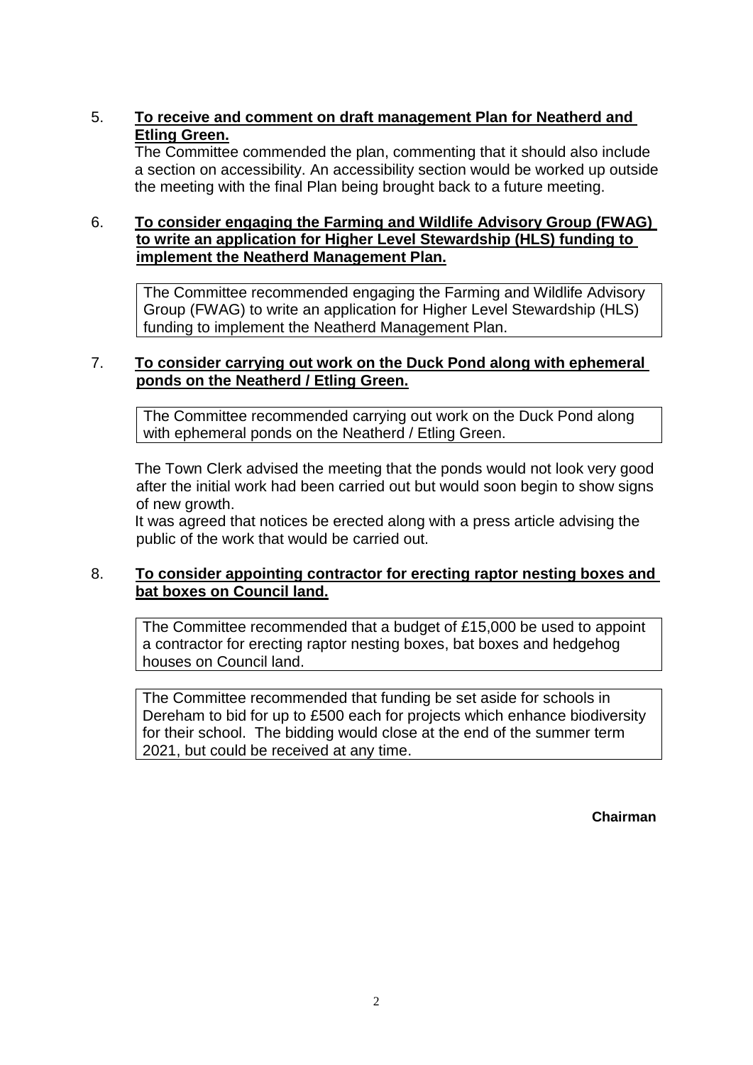5. **To receive and comment on draft management Plan for Neatherd and Etling Green.**

   The Committee commended the plan, commenting that it should also include a section on accessibility. An accessibility section would be worked up outside the meeting with the final Plan being brought back to a future meeting.

6. **To consider engaging the Farming and Wildlife Advisory Group (FWAG) to write an application for Higher Level Stewardship (HLS) funding to implement the Neatherd Management Plan.**

   The Committee recommended engaging the Farming and Wildlife Advisory Group (FWAG) to write an application for Higher Level Stewardship (HLS) funding to implement the Neatherd Management Plan.

7. **To consider carrying out work on the Duck Pond along with ephemeral ponds on the Neatherd / Etling Green.**

   The Committee recommended carrying out work on the Duck Pond along with ephemeral ponds on the Neatherd / Etling Green.

   The Town Clerk advised the meeting that the ponds would not look very good after the initial work had been carried out but would soon begin to show signs of new growth.

   It was agreed that notices be erected along with a press article advising the public of the work that would be carried out.

8. **To consider appointing contractor for erecting raptor nesting boxes and bat boxes on Council land.**

   The Committee recommended that a budget of £15,000 be used to appoint a contractor for erecting raptor nesting boxes, bat boxes and hedgehog houses on Council land.

   The Committee recommended that funding be set aside for schools in Dereham to bid for up to £500 each for projects which enhance biodiversity for their school. The bidding would close at the end of the summer term 2021, but could be received at any time.

**Chairman**